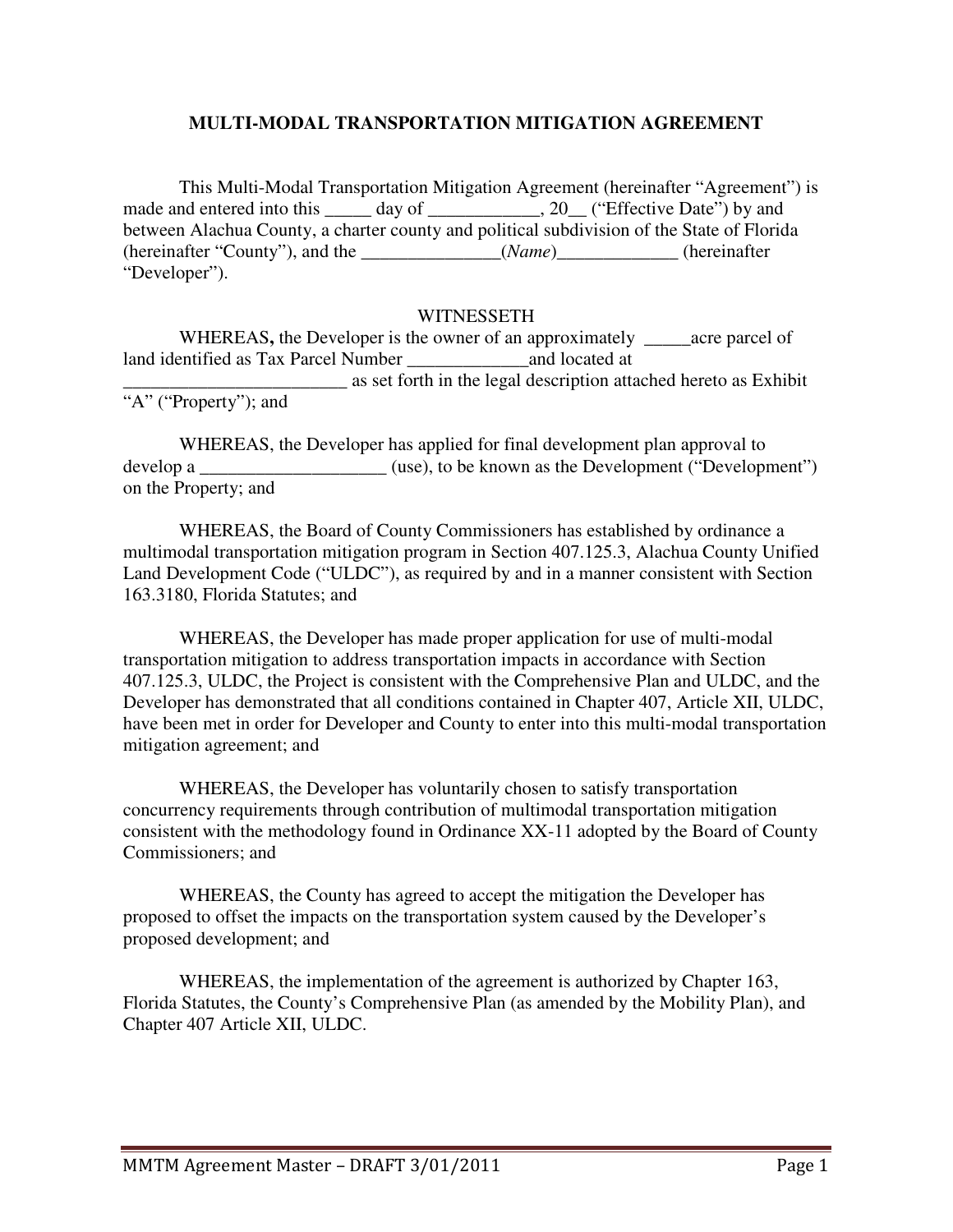# MULTI-MODAL TRANSPORTATION MITIGATION AGREEMENT

This Multi-Modal Transportation Mitigation Agreement (hereinafter "Agreement") is made and entered into this _____ day of ____________, 20__ ("Effective Date") by and between Alachua County, a charter county and political subdivision of the State of Florida (hereinafter "County"), and the _______________(*Name*)_____________ (hereinafter "Developer").

WITNESSETH

WHEREAS**,** the Developer is the owner of an approximately _____acre parcel of land identified as Tax Parcel Number _____________and located at ________________________ as set forth in the legal description attached hereto as Exhibit "A" ("Property"); and

WHEREAS, the Developer has applied for final development plan approval to develop a ____________________ (use), to be known as the Development ("Development") on the Property; and

WHEREAS, the Board of County Commissioners has established by ordinance a multimodal transportation mitigation program in Section 407.125.3, Alachua County Unified Land Development Code ("ULDC"), as required by and in a manner consistent with Section 163.3180, Florida Statutes; and

WHEREAS, the Developer has made proper application for use of multi-modal transportation mitigation to address transportation impacts in accordance with Section 407.125.3, ULDC, the Project is consistent with the Comprehensive Plan and ULDC, and the Developer has demonstrated that all conditions contained in Chapter 407, Article XII, ULDC, have been met in order for Developer and County to enter into this multi-modal transportation mitigation agreement; and

WHEREAS, the Developer has voluntarily chosen to satisfy transportation concurrency requirements through contribution of multimodal transportation mitigation consistent with the methodology found in Ordinance XX-11 adopted by the Board of County Commissioners; and

WHEREAS, the County has agreed to accept the mitigation the Developer has proposed to offset the impacts on the transportation system caused by the Developer's proposed development; and

WHEREAS, the implementation of the agreement is authorized by Chapter 163, Florida Statutes, the County's Comprehensive Plan (as amended by the Mobility Plan), and Chapter 407 Article XII, ULDC.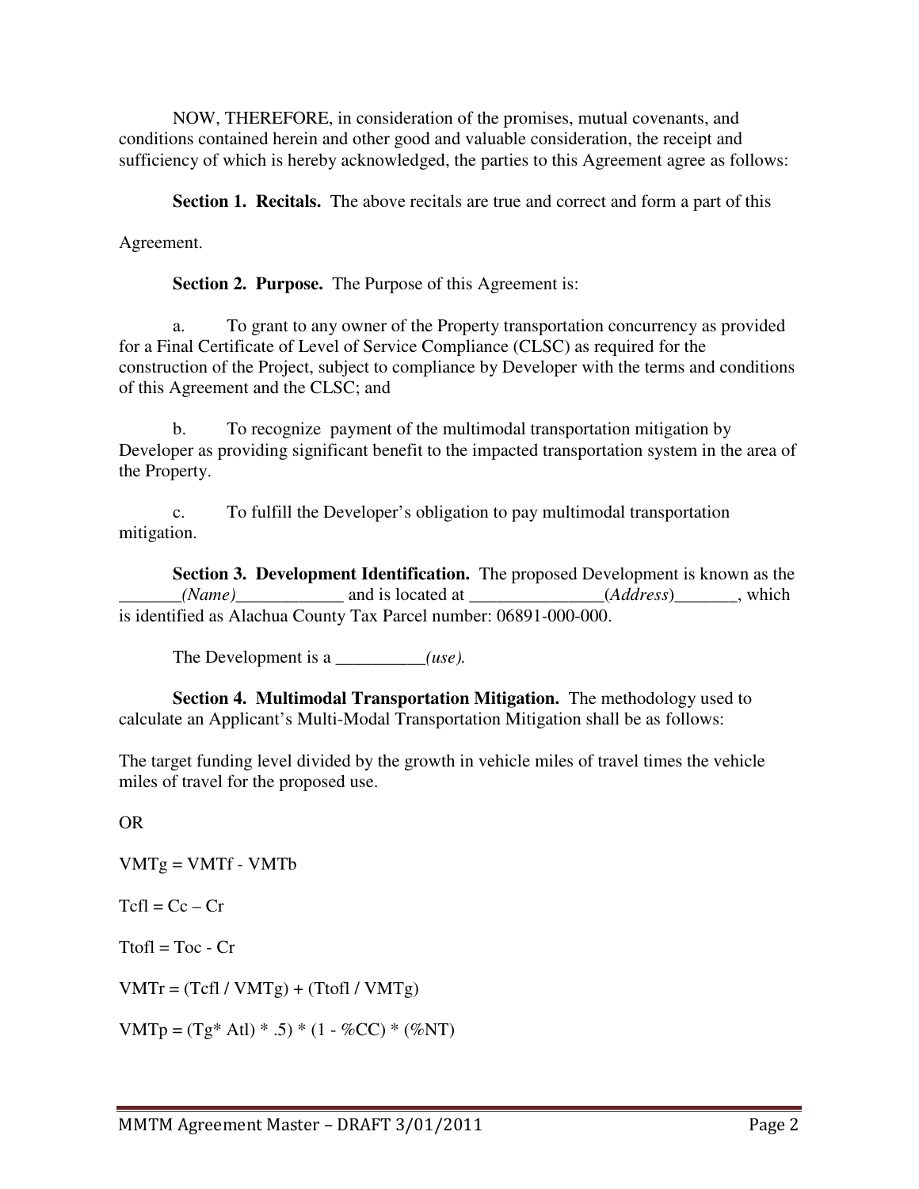NOW, THEREFORE, in consideration of the promises, mutual covenants, and conditions contained herein and other good and valuable consideration, the receipt and sufficiency of which is hereby acknowledged, the parties to this Agreement agree as follows:

**Section 1. Recitals.** The above recitals are true and correct and form a part of this Agreement.

**Section 2. Purpose.** The Purpose of this Agreement is:

a. To grant to any owner of the Property transportation concurrency as provided for a Final Certificate of Level of Service Compliance (CLSC) as required for the construction of the Project, subject to compliance by Developer with the terms and conditions of this Agreement and the CLSC; and

b. To recognize payment of the multimodal transportation mitigation by Developer as providing significant benefit to the impacted transportation system in the area of the Property.

c. To fulfill the Developer's obligation to pay multimodal transportation mitigation.

**Section 3. Development Identification.** The proposed Development is known as the _______*(Name)*____________ and is located at _______________(*Address*)_______, which is identified as Alachua County Tax Parcel number: 06891-000-000.

The Development is a __________*(use).*

**Section 4. Multimodal Transportation Mitigation.** The methodology used to calculate an Applicant's Multi-Modal Transportation Mitigation shall be as follows:

The target funding level divided by the growth in vehicle miles of travel times the vehicle miles of travel for the proposed use.

OR

$VMTg = VMTf - VMTb$

$Tcfl = Cc - Cr$

$Ttofl = Toc - Cr$

$VMTr = (Tcfl / VMTg) + (Ttofl / VMTg)$

$VMTp = (Tg * Atl) * .5) * (1 - \%CC) * (\%NT)$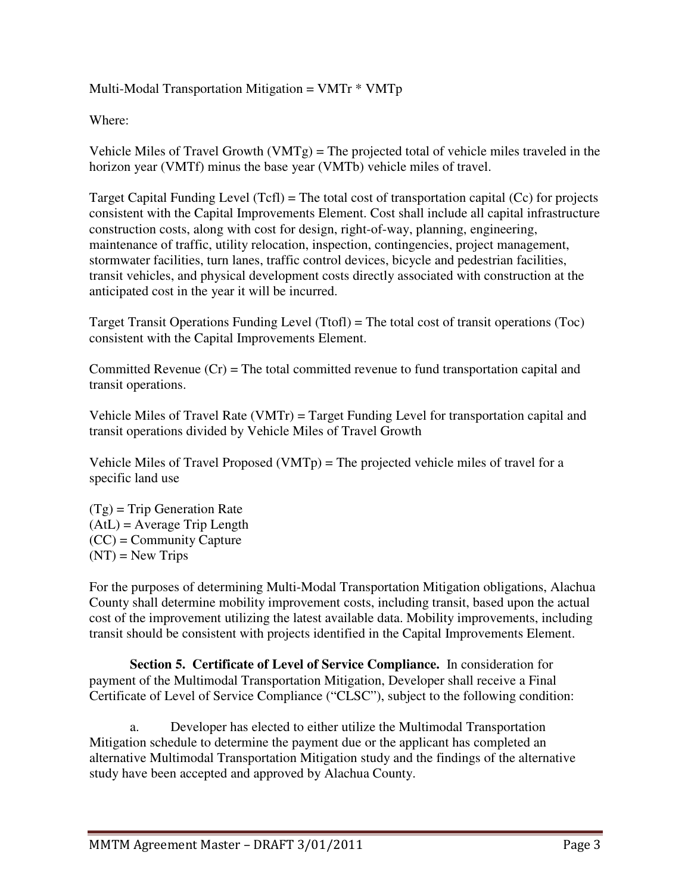Multi-Modal Transportation Mitigation = VMTr * VMTp

Where:

Vehicle Miles of Travel Growth (VMTg) = The projected total of vehicle miles traveled in the horizon year (VMTf) minus the base year (VMTb) vehicle miles of travel.

Target Capital Funding Level (Tcfl) = The total cost of transportation capital (Cc) for projects consistent with the Capital Improvements Element. Cost shall include all capital infrastructure construction costs, along with cost for design, right-of-way, planning, engineering, maintenance of traffic, utility relocation, inspection, contingencies, project management, stormwater facilities, turn lanes, traffic control devices, bicycle and pedestrian facilities, transit vehicles, and physical development costs directly associated with construction at the anticipated cost in the year it will be incurred.

Target Transit Operations Funding Level (Ttofl) = The total cost of transit operations (Toc) consistent with the Capital Improvements Element.

Committed Revenue (Cr) = The total committed revenue to fund transportation capital and transit operations.

Vehicle Miles of Travel Rate (VMTr) = Target Funding Level for transportation capital and transit operations divided by Vehicle Miles of Travel Growth

Vehicle Miles of Travel Proposed (VMTp) = The projected vehicle miles of travel for a specific land use

(Tg) = Trip Generation Rate
(AtL) = Average Trip Length
(CC) = Community Capture
(NT) = New Trips

For the purposes of determining Multi-Modal Transportation Mitigation obligations, Alachua County shall determine mobility improvement costs, including transit, based upon the actual cost of the improvement utilizing the latest available data. Mobility improvements, including transit should be consistent with projects identified in the Capital Improvements Element.

**Section 5. Certificate of Level of Service Compliance.** In consideration for payment of the Multimodal Transportation Mitigation, Developer shall receive a Final Certificate of Level of Service Compliance ("CLSC"), subject to the following condition:

a. Developer has elected to either utilize the Multimodal Transportation Mitigation schedule to determine the payment due or the applicant has completed an alternative Multimodal Transportation Mitigation study and the findings of the alternative study have been accepted and approved by Alachua County.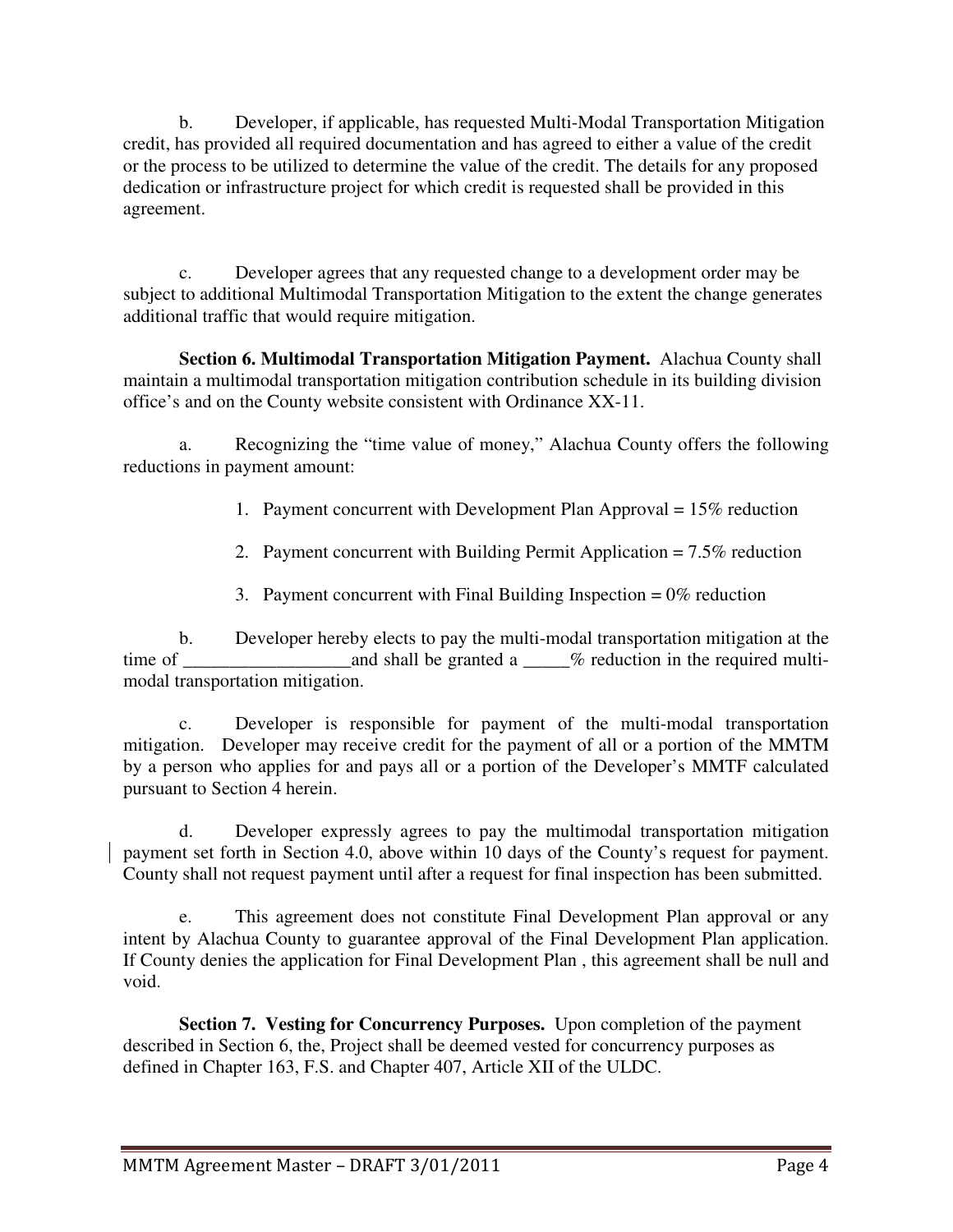b. Developer, if applicable, has requested Multi-Modal Transportation Mitigation credit, has provided all required documentation and has agreed to either a value of the credit or the process to be utilized to determine the value of the credit. The details for any proposed dedication or infrastructure project for which credit is requested shall be provided in this agreement.

c. Developer agrees that any requested change to a development order may be subject to additional Multimodal Transportation Mitigation to the extent the change generates additional traffic that would require mitigation.

**Section 6. Multimodal Transportation Mitigation Payment.** Alachua County shall maintain a multimodal transportation mitigation contribution schedule in its building division office's and on the County website consistent with Ordinance XX-11.

a. Recognizing the "time value of money," Alachua County offers the following reductions in payment amount:

1. Payment concurrent with Development Plan Approval = 15% reduction
2. Payment concurrent with Building Permit Application = 7.5% reduction
3. Payment concurrent with Final Building Inspection = 0% reduction

b. Developer hereby elects to pay the multi-modal transportation mitigation at the time of __________________and shall be granted a _____% reduction in the required multi-modal transportation mitigation.

c. Developer is responsible for payment of the multi-modal transportation mitigation. Developer may receive credit for the payment of all or a portion of the MMTM by a person who applies for and pays all or a portion of the Developer's MMTF calculated pursuant to Section 4 herein.

d. Developer expressly agrees to pay the multimodal transportation mitigation payment set forth in Section 4.0, above within 10 days of the County's request for payment. County shall not request payment until after a request for final inspection has been submitted.

e. This agreement does not constitute Final Development Plan approval or any intent by Alachua County to guarantee approval of the Final Development Plan application. If County denies the application for Final Development Plan , this agreement shall be null and void.

**Section 7. Vesting for Concurrency Purposes.** Upon completion of the payment described in Section 6, the, Project shall be deemed vested for concurrency purposes as defined in Chapter 163, F.S. and Chapter 407, Article XII of the ULDC.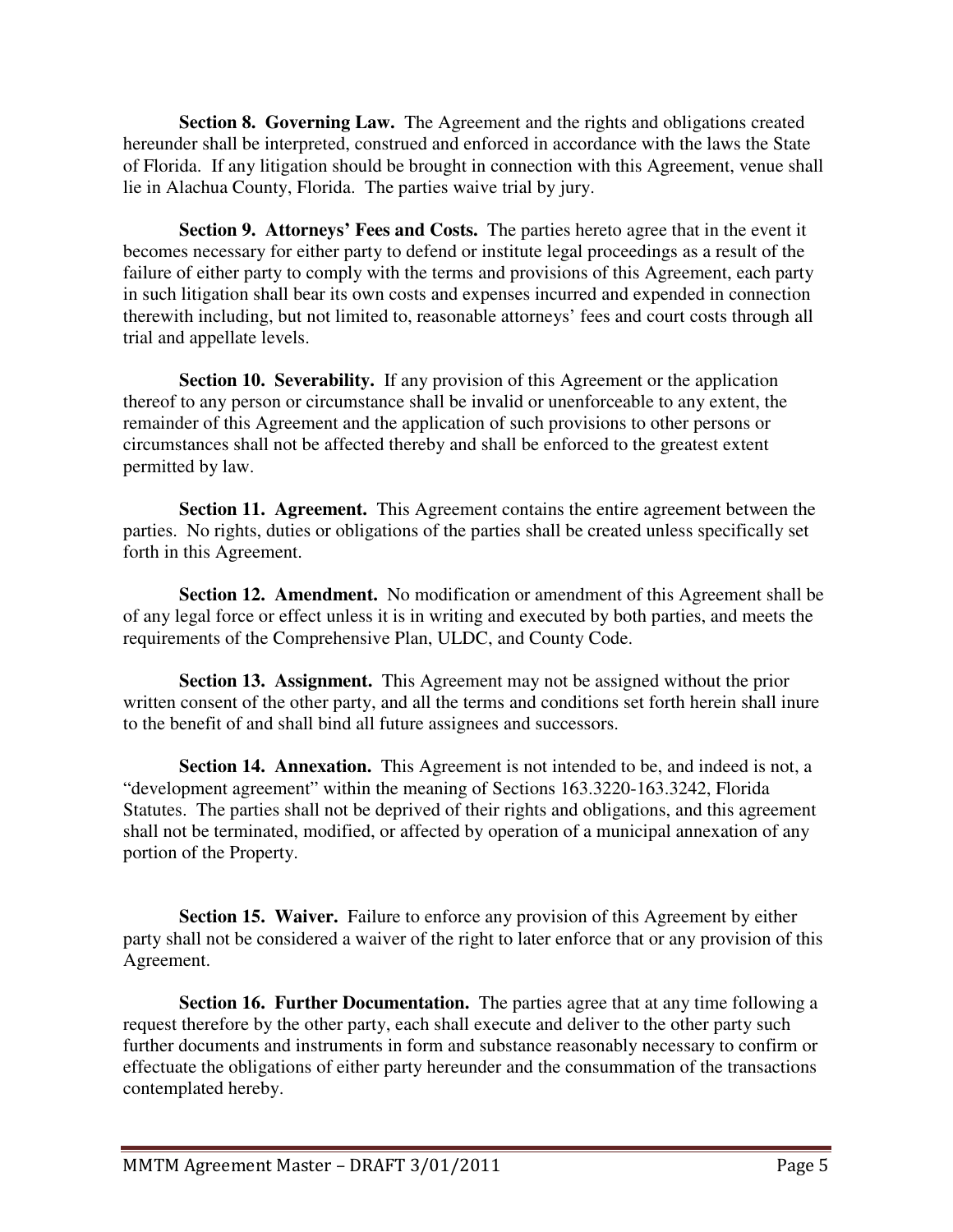**Section 8. Governing Law.** The Agreement and the rights and obligations created hereunder shall be interpreted, construed and enforced in accordance with the laws the State of Florida. If any litigation should be brought in connection with this Agreement, venue shall lie in Alachua County, Florida. The parties waive trial by jury.

**Section 9. Attorneys' Fees and Costs.** The parties hereto agree that in the event it becomes necessary for either party to defend or institute legal proceedings as a result of the failure of either party to comply with the terms and provisions of this Agreement, each party in such litigation shall bear its own costs and expenses incurred and expended in connection therewith including, but not limited to, reasonable attorneys' fees and court costs through all trial and appellate levels.

**Section 10. Severability.** If any provision of this Agreement or the application thereof to any person or circumstance shall be invalid or unenforceable to any extent, the remainder of this Agreement and the application of such provisions to other persons or circumstances shall not be affected thereby and shall be enforced to the greatest extent permitted by law.

**Section 11. Agreement.** This Agreement contains the entire agreement between the parties. No rights, duties or obligations of the parties shall be created unless specifically set forth in this Agreement.

**Section 12. Amendment.** No modification or amendment of this Agreement shall be of any legal force or effect unless it is in writing and executed by both parties, and meets the requirements of the Comprehensive Plan, ULDC, and County Code.

**Section 13. Assignment.** This Agreement may not be assigned without the prior written consent of the other party, and all the terms and conditions set forth herein shall inure to the benefit of and shall bind all future assignees and successors.

**Section 14. Annexation.** This Agreement is not intended to be, and indeed is not, a "development agreement" within the meaning of Sections 163.3220-163.3242, Florida Statutes. The parties shall not be deprived of their rights and obligations, and this agreement shall not be terminated, modified, or affected by operation of a municipal annexation of any portion of the Property.

**Section 15. Waiver.** Failure to enforce any provision of this Agreement by either party shall not be considered a waiver of the right to later enforce that or any provision of this Agreement.

**Section 16. Further Documentation.** The parties agree that at any time following a request therefore by the other party, each shall execute and deliver to the other party such further documents and instruments in form and substance reasonably necessary to confirm or effectuate the obligations of either party hereunder and the consummation of the transactions contemplated hereby.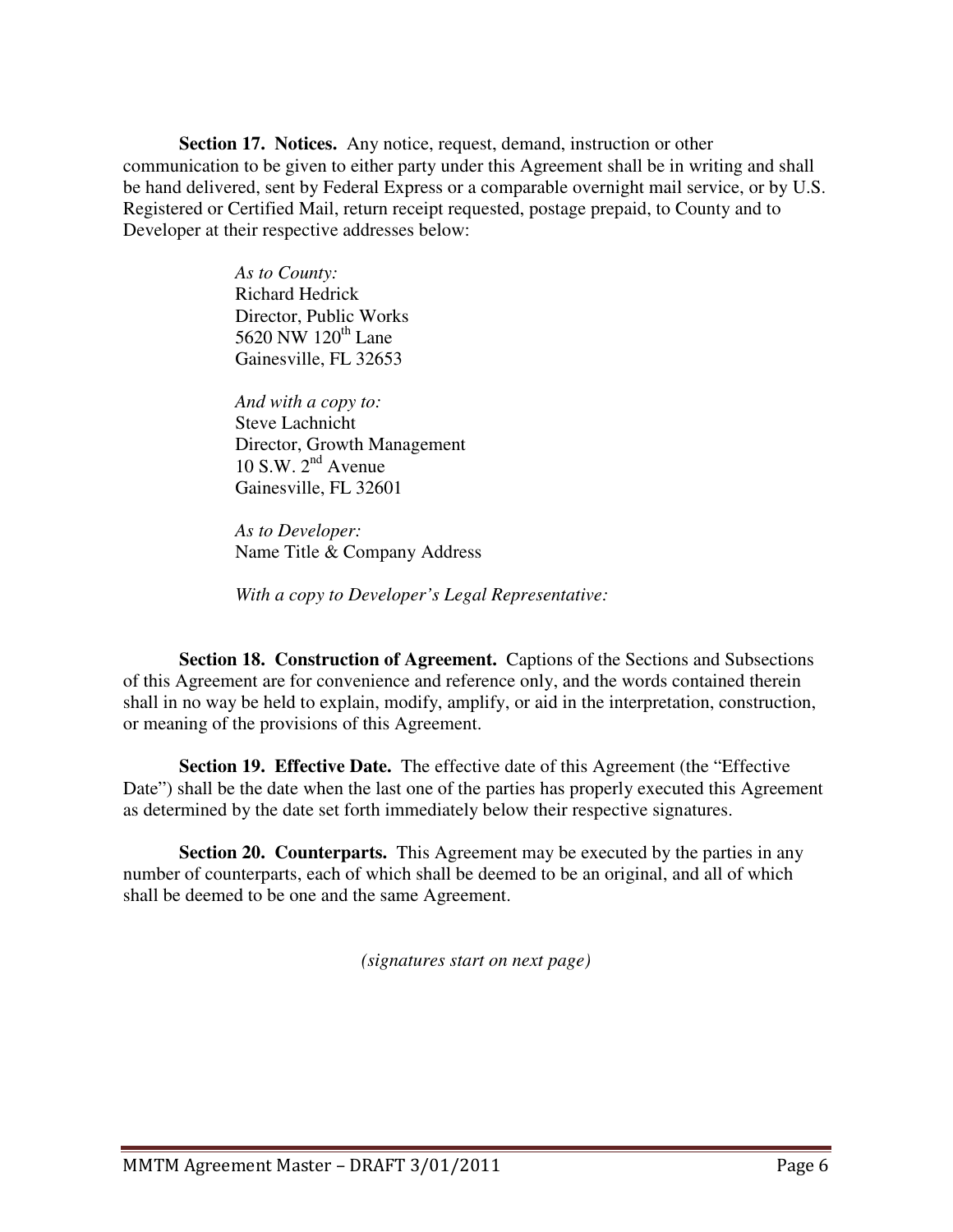**Section 17. Notices.** Any notice, request, demand, instruction or other communication to be given to either party under this Agreement shall be in writing and shall be hand delivered, sent by Federal Express or a comparable overnight mail service, or by U.S. Registered or Certified Mail, return receipt requested, postage prepaid, to County and to Developer at their respective addresses below:

> *As to County:*
> Richard Hedrick
> Director, Public Works
> 5620 NW 120th Lane
> Gainesville, FL 32653
>
> *And with a copy to:*
> Steve Lachnicht
> Director, Growth Management
> 10 S.W. 2nd Avenue
> Gainesville, FL 32601
>
> *As to Developer:*
> Name Title & Company Address
>
> *With a copy to Developer's Legal Representative:*

**Section 18. Construction of Agreement.** Captions of the Sections and Subsections of this Agreement are for convenience and reference only, and the words contained therein shall in no way be held to explain, modify, amplify, or aid in the interpretation, construction, or meaning of the provisions of this Agreement.

**Section 19. Effective Date.** The effective date of this Agreement (the "Effective Date") shall be the date when the last one of the parties has properly executed this Agreement as determined by the date set forth immediately below their respective signatures.

**Section 20. Counterparts.** This Agreement may be executed by the parties in any number of counterparts, each of which shall be deemed to be an original, and all of which shall be deemed to be one and the same Agreement.

*(signatures start on next page)*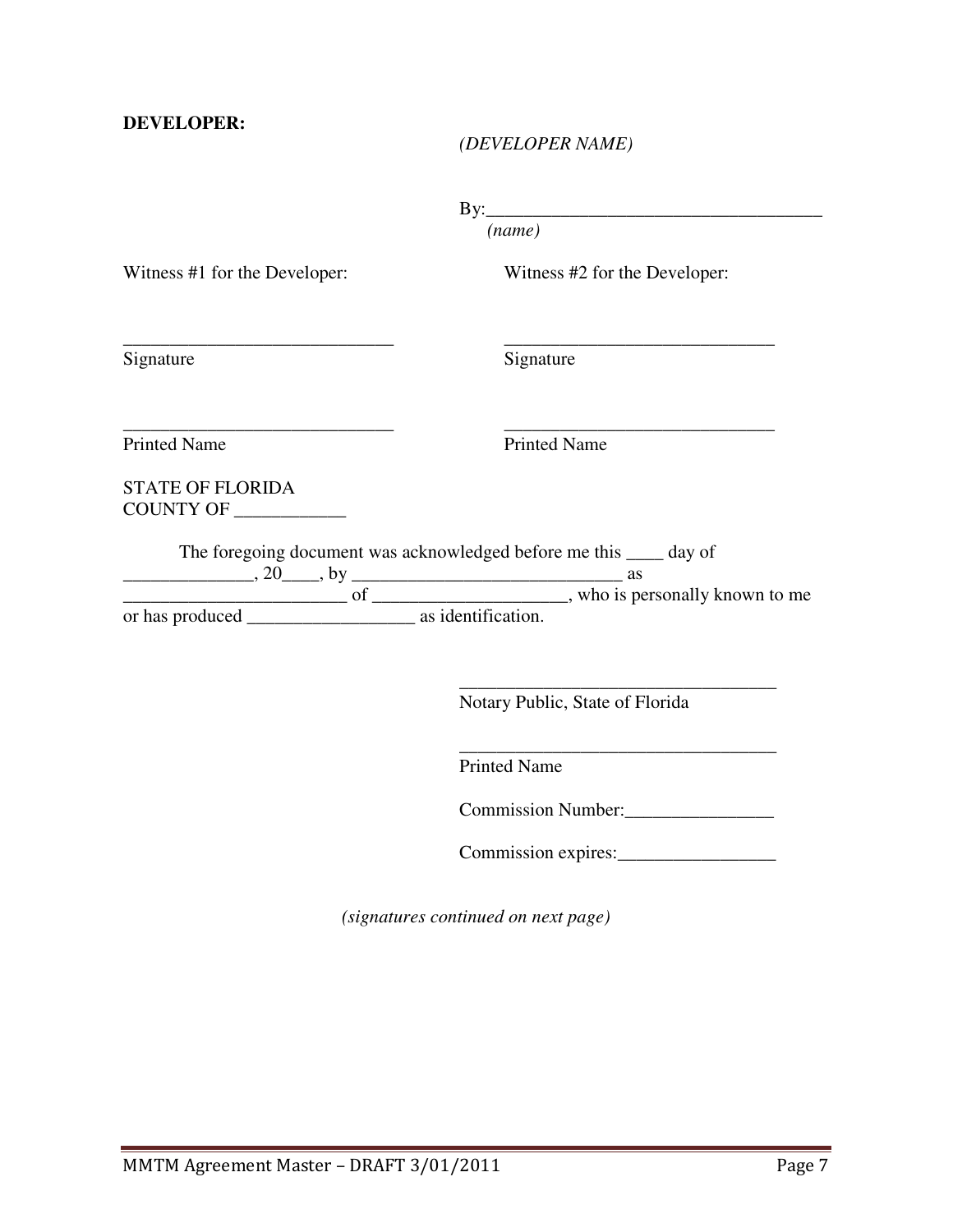**DEVELOPER:**

*(DEVELOPER NAME)*

By:____________________________________
*(name)*

Witness #1 for the Developer:

_____________________________
Signature

_____________________________
Printed Name

Witness #2 for the Developer:

_____________________________
Signature

_____________________________
Printed Name

STATE OF FLORIDA
COUNTY OF ____________

The foregoing document was acknowledged before me this ____ day of ______________, 20____, by ______________________________ as ________________________ of _____________________, who is personally known to me or has produced __________________ as identification.

__________________________________
Notary Public, State of Florida

__________________________________
Printed Name

Commission Number:________________

Commission expires:_________________

*(signatures continued on next page)*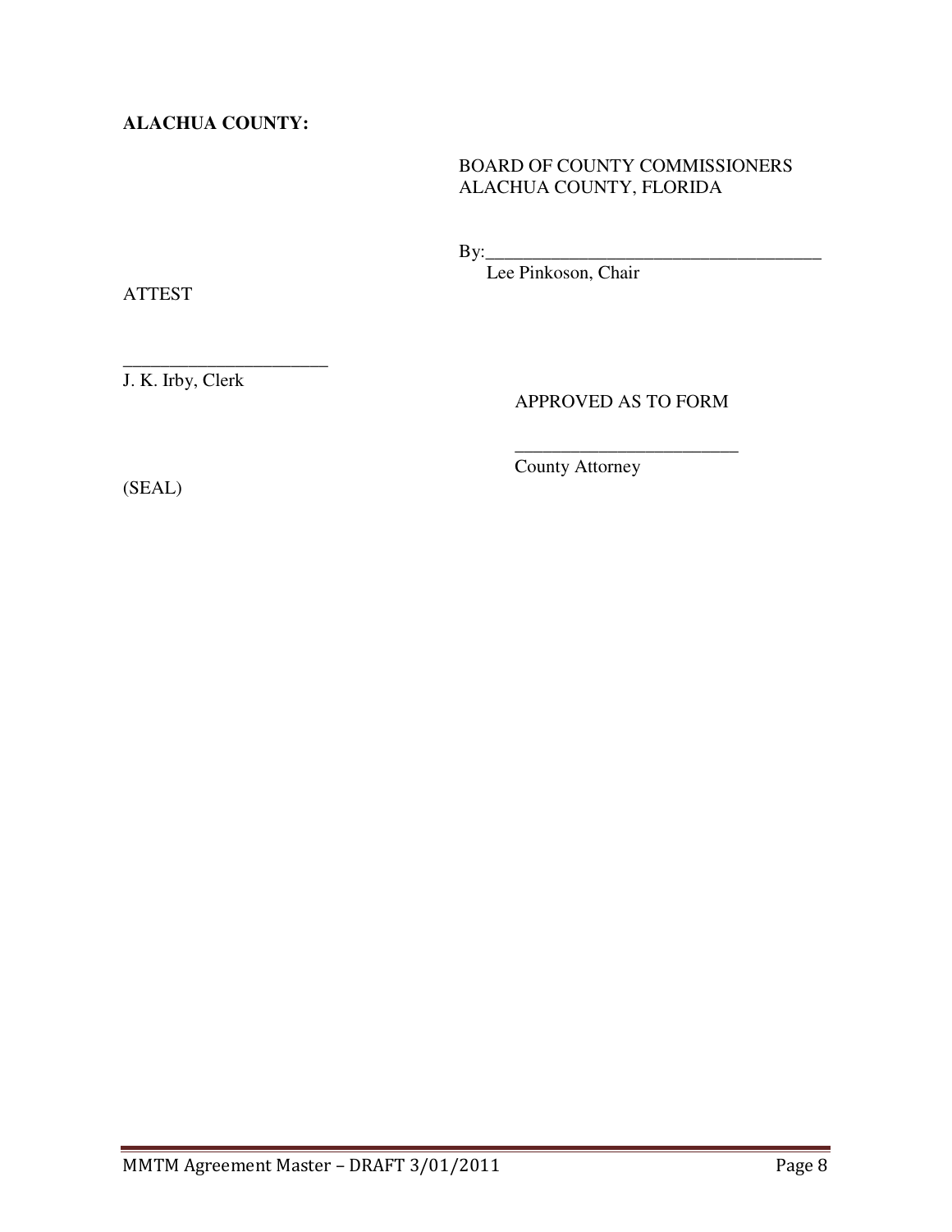**ALACHUA COUNTY:**

BOARD OF COUNTY COMMISSIONERS
ALACHUA COUNTY, FLORIDA

By:_____________________________________
Lee Pinkoson, Chair

ATTEST

______________________
J. K. Irby, Clerk

APPROVED AS TO FORM

________________________
County Attorney

(SEAL)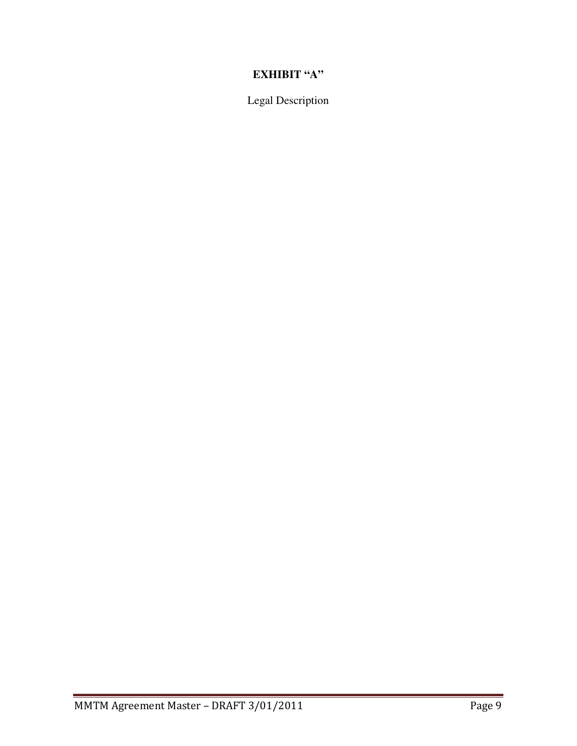# EXHIBIT "A"

Legal Description